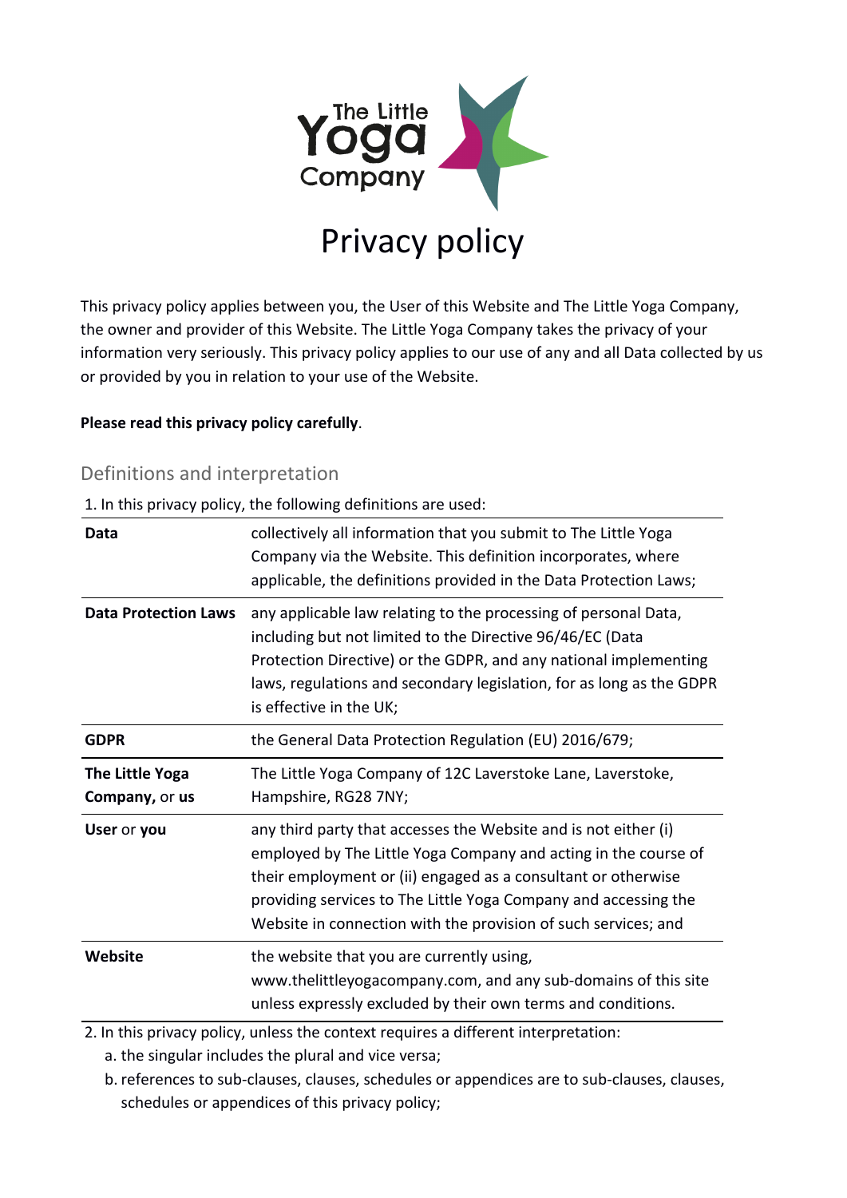# Privacy policy

This privacy policy applies between you, the User of this Website and The Little Yoga Company, the owner and provider of this Website. The Little Yoga Company takes the privacy of your information very seriously. This privacy policy applies to our use of any and all Data collected by us or provided by you in relation to your use of the Website.

**Please read this privacy policy carefully**.

## Definitions and interpretation

1. In this privacy policy, the following definitions are used:

| | |
|---|---|
| **Data** | collectively all information that you submit to The Little Yoga Company via the Website. This definition incorporates, where applicable, the definitions provided in the Data Protection Laws; |
| **Data Protection Laws** | any applicable law relating to the processing of personal Data, including but not limited to the Directive 96/46/EC (Data Protection Directive) or the GDPR, and any national implementing laws, regulations and secondary legislation, for as long as the GDPR is effective in the UK; |
| **GDPR** | the General Data Protection Regulation (EU) 2016/679; |
| **The Little Yoga Company,** or **us** | The Little Yoga Company of 12C Laverstoke Lane, Laverstoke, Hampshire, RG28 7NY; |
| **User** or **you** | any third party that accesses the Website and is not either (i) employed by The Little Yoga Company and acting in the course of their employment or (ii) engaged as a consultant or otherwise providing services to The Little Yoga Company and accessing the Website in connection with the provision of such services; and |
| **Website** | the website that you are currently using, www.thelittleyogacompany.com, and any sub-domains of this site unless expressly excluded by their own terms and conditions. |

2. In this privacy policy, unless the context requires a different interpretation:
   a. the singular includes the plural and vice versa;
   b. references to sub-clauses, clauses, schedules or appendices are to sub-clauses, clauses, schedules or appendices of this privacy policy;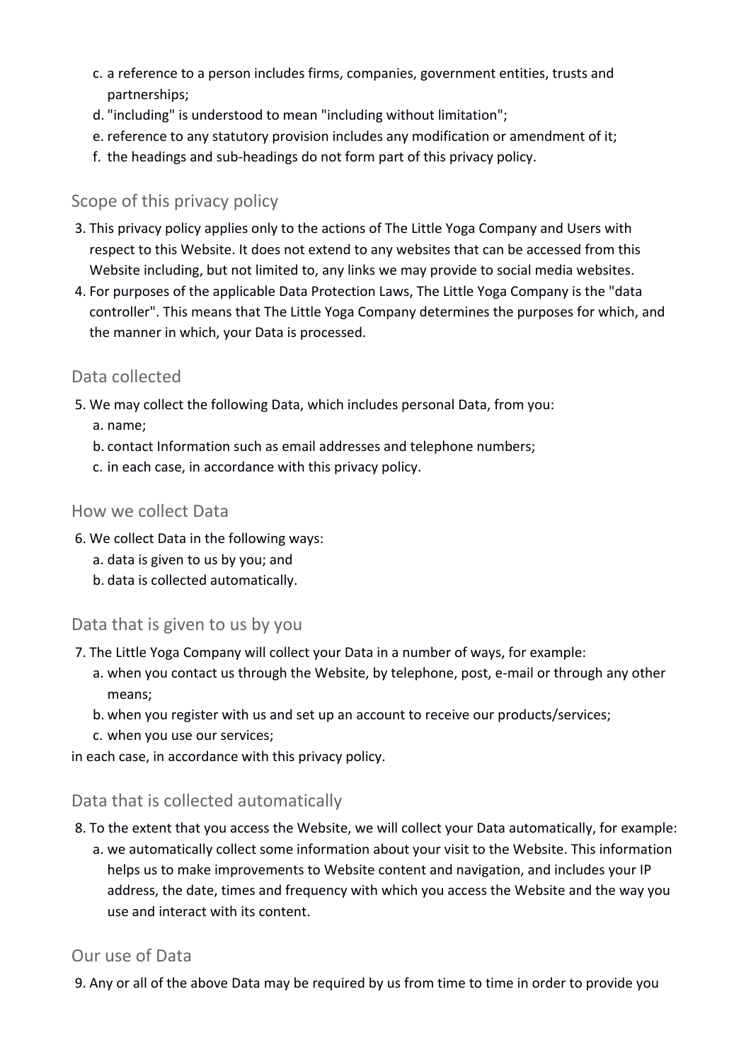c. a reference to a person includes firms, companies, government entities, trusts and partnerships;
d. "including" is understood to mean "including without limitation";
e. reference to any statutory provision includes any modification or amendment of it;
f. the headings and sub-headings do not form part of this privacy policy.

## Scope of this privacy policy

3. This privacy policy applies only to the actions of The Little Yoga Company and Users with respect to this Website. It does not extend to any websites that can be accessed from this Website including, but not limited to, any links we may provide to social media websites.
4. For purposes of the applicable Data Protection Laws, The Little Yoga Company is the "data controller". This means that The Little Yoga Company determines the purposes for which, and the manner in which, your Data is processed.

## Data collected

5. We may collect the following Data, which includes personal Data, from you:
   a. name;
   b. contact Information such as email addresses and telephone numbers;
   c. in each case, in accordance with this privacy policy.

## How we collect Data

6. We collect Data in the following ways:
   a. data is given to us by you; and
   b. data is collected automatically.

## Data that is given to us by you

7. The Little Yoga Company will collect your Data in a number of ways, for example:
   a. when you contact us through the Website, by telephone, post, e-mail or through any other means;
   b. when you register with us and set up an account to receive our products/services;
   c. when you use our services;

in each case, in accordance with this privacy policy.

## Data that is collected automatically

8. To the extent that you access the Website, we will collect your Data automatically, for example:
   a. we automatically collect some information about your visit to the Website. This information helps us to make improvements to Website content and navigation, and includes your IP address, the date, times and frequency with which you access the Website and the way you use and interact with its content.

## Our use of Data

9. Any or all of the above Data may be required by us from time to time in order to provide you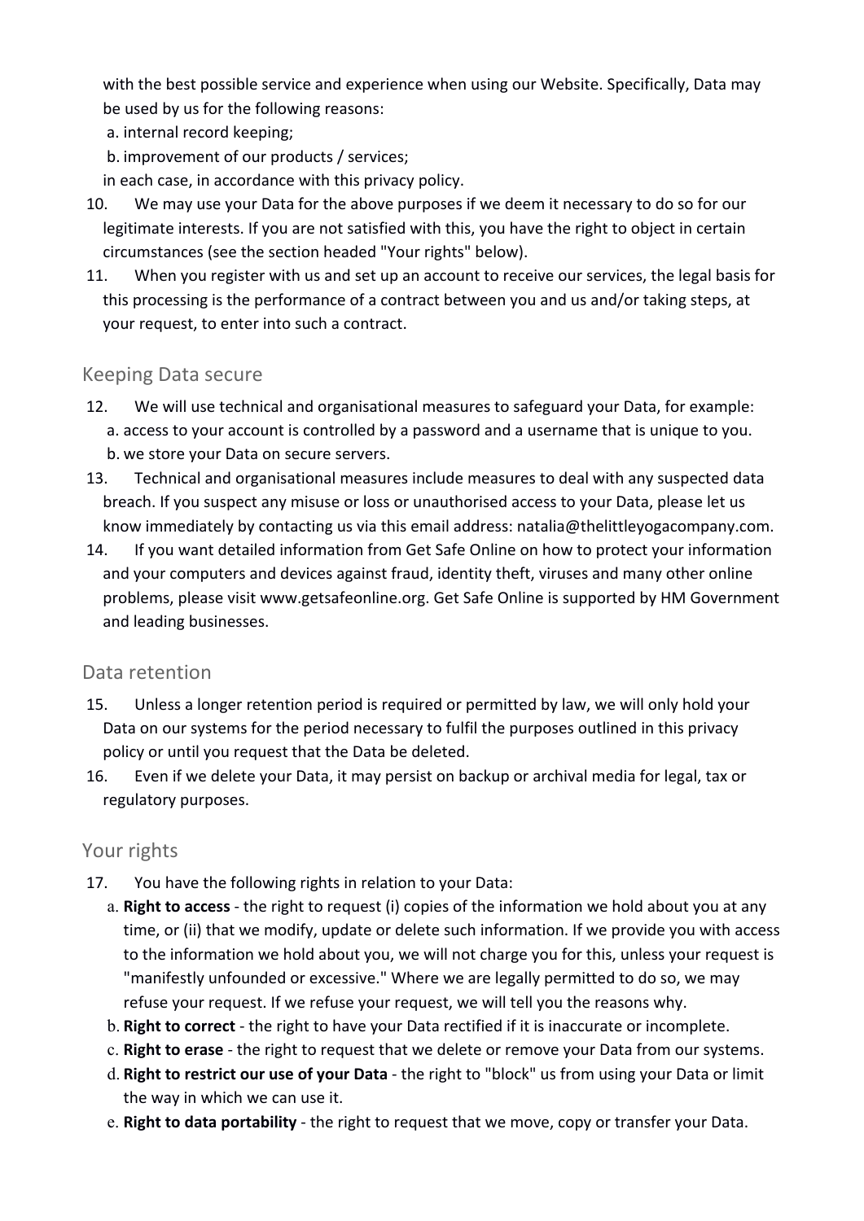with the best possible service and experience when using our Website. Specifically, Data may be used by us for the following reasons:

a. internal record keeping;

b. improvement of our products / services;

in each case, in accordance with this privacy policy.

10. We may use your Data for the above purposes if we deem it necessary to do so for our legitimate interests. If you are not satisfied with this, you have the right to object in certain circumstances (see the section headed "Your rights" below).

11. When you register with us and set up an account to receive our services, the legal basis for this processing is the performance of a contract between you and us and/or taking steps, at your request, to enter into such a contract.

## Keeping Data secure

12. We will use technical and organisational measures to safeguard your Data, for example:

    a. access to your account is controlled by a password and a username that is unique to you.

    b. we store your Data on secure servers.

13. Technical and organisational measures include measures to deal with any suspected data breach. If you suspect any misuse or loss or unauthorised access to your Data, please let us know immediately by contacting us via this email address: natalia@thelittleyogacompany.com.

14. If you want detailed information from Get Safe Online on how to protect your information and your computers and devices against fraud, identity theft, viruses and many other online problems, please visit www.getsafeonline.org. Get Safe Online is supported by HM Government and leading businesses.

## Data retention

15. Unless a longer retention period is required or permitted by law, we will only hold your Data on our systems for the period necessary to fulfil the purposes outlined in this privacy policy or until you request that the Data be deleted.

16. Even if we delete your Data, it may persist on backup or archival media for legal, tax or regulatory purposes.

## Your rights

17. You have the following rights in relation to your Data:

    a. **Right to access** - the right to request (i) copies of the information we hold about you at any time, or (ii) that we modify, update or delete such information. If we provide you with access to the information we hold about you, we will not charge you for this, unless your request is "manifestly unfounded or excessive." Where we are legally permitted to do so, we may refuse your request. If we refuse your request, we will tell you the reasons why.

    b. **Right to correct** - the right to have your Data rectified if it is inaccurate or incomplete.

    c. **Right to erase** - the right to request that we delete or remove your Data from our systems.

    d. **Right to restrict our use of your Data** - the right to "block" us from using your Data or limit the way in which we can use it.

    e. **Right to data portability** - the right to request that we move, copy or transfer your Data.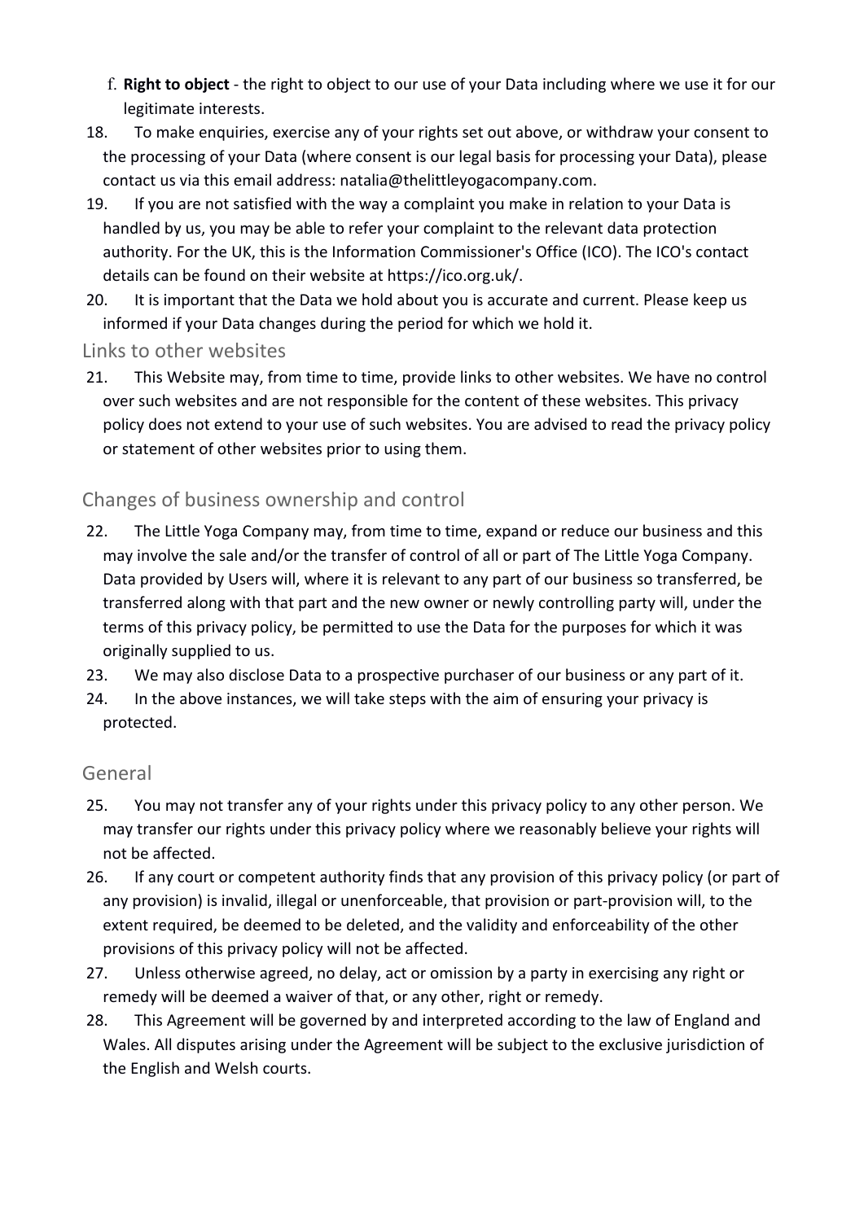f. **Right to object** - the right to object to our use of your Data including where we use it for our legitimate interests.

18. To make enquiries, exercise any of your rights set out above, or withdraw your consent to the processing of your Data (where consent is our legal basis for processing your Data), please contact us via this email address: natalia@thelittleyogacompany.com.
19. If you are not satisfied with the way a complaint you make in relation to your Data is handled by us, you may be able to refer your complaint to the relevant data protection authority. For the UK, this is the Information Commissioner's Office (ICO). The ICO's contact details can be found on their website at https://ico.org.uk/.
20. It is important that the Data we hold about you is accurate and current. Please keep us informed if your Data changes during the period for which we hold it.

## Links to other websites

21. This Website may, from time to time, provide links to other websites. We have no control over such websites and are not responsible for the content of these websites. This privacy policy does not extend to your use of such websites. You are advised to read the privacy policy or statement of other websites prior to using them.

## Changes of business ownership and control

22. The Little Yoga Company may, from time to time, expand or reduce our business and this may involve the sale and/or the transfer of control of all or part of The Little Yoga Company. Data provided by Users will, where it is relevant to any part of our business so transferred, be transferred along with that part and the new owner or newly controlling party will, under the terms of this privacy policy, be permitted to use the Data for the purposes for which it was originally supplied to us.
23. We may also disclose Data to a prospective purchaser of our business or any part of it.
24. In the above instances, we will take steps with the aim of ensuring your privacy is protected.

## General

25. You may not transfer any of your rights under this privacy policy to any other person. We may transfer our rights under this privacy policy where we reasonably believe your rights will not be affected.
26. If any court or competent authority finds that any provision of this privacy policy (or part of any provision) is invalid, illegal or unenforceable, that provision or part-provision will, to the extent required, be deemed to be deleted, and the validity and enforceability of the other provisions of this privacy policy will not be affected.
27. Unless otherwise agreed, no delay, act or omission by a party in exercising any right or remedy will be deemed a waiver of that, or any other, right or remedy.
28. This Agreement will be governed by and interpreted according to the law of England and Wales. All disputes arising under the Agreement will be subject to the exclusive jurisdiction of the English and Welsh courts.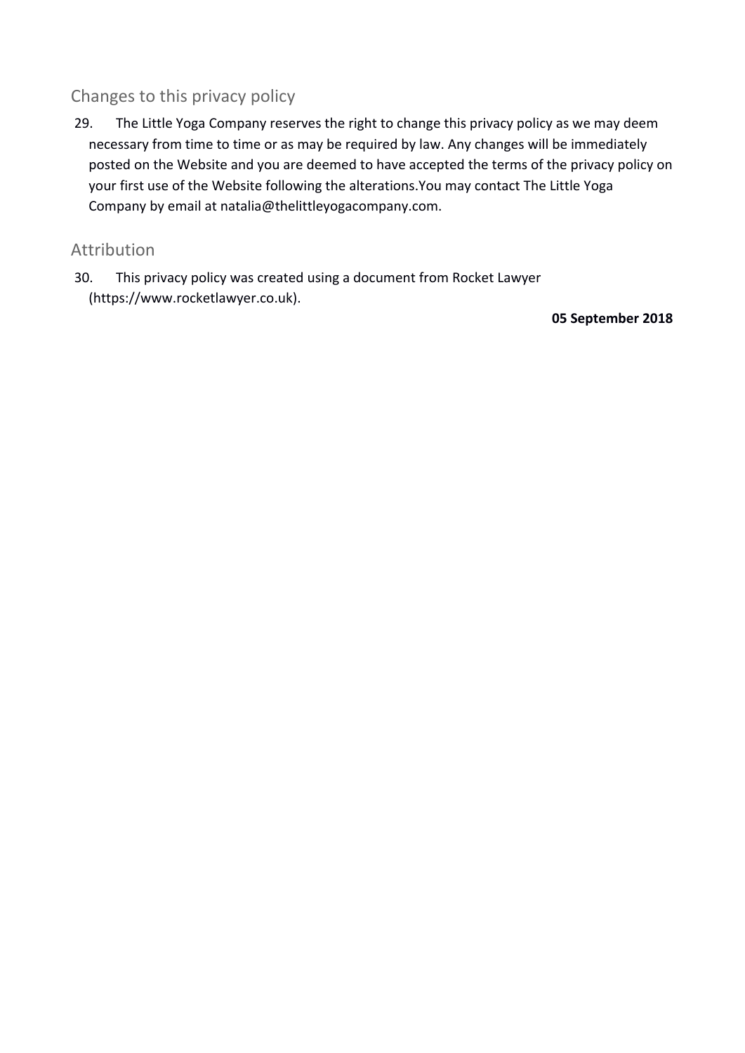## Changes to this privacy policy

29. The Little Yoga Company reserves the right to change this privacy policy as we may deem necessary from time to time or as may be required by law. Any changes will be immediately posted on the Website and you are deemed to have accepted the terms of the privacy policy on your first use of the Website following the alterations.You may contact The Little Yoga Company by email at natalia@thelittleyogacompany.com.

## Attribution

30. This privacy policy was created using a document from Rocket Lawyer (https://www.rocketlawyer.co.uk).

**05 September 2018**